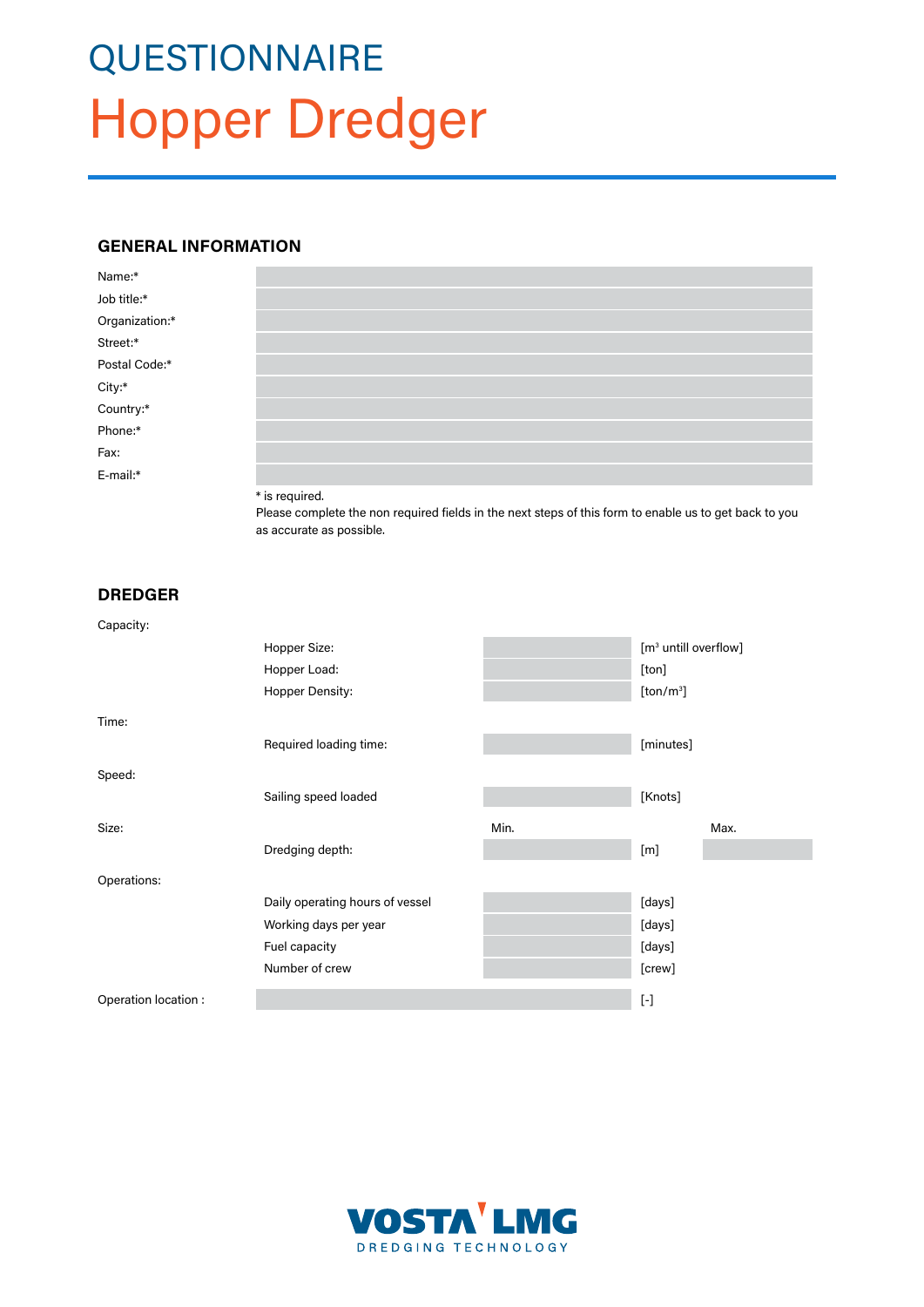# QUESTIONNAIRE

# Hopper Dredger

## GENERAL INFORMATION

| | |
|---|---|
| Name:* | |
| Job title:* | |
| Organization:* | |
| Street:* | |
| Postal Code:* | |
| City:* | |
| Country:* | |
| Phone:* | |
| Fax: | |
| E-mail:* | |

* is required.
Please complete the non required fields in the next steps of this form to enable us to get back to you as accurate as possible.

## DREDGER

| | | | | |
|---|---|---|---|---|
| Capacity: | | | | |
| | Hopper Size: | | [m³ untill overflow] | |
| | Hopper Load: | | [ton] | |
| | Hopper Density: | | [ton/m³] | |
| Time: | | | | |
| | Required loading time: | | [minutes] | |
| Speed: | | | | |
| | Sailing speed loaded | | [Knots] | |
| Size: | | Min. | | Max. |
| | Dredging depth: | | [m] | |
| Operations: | | | | |
| | Daily operating hours of vessel | | [days] | |
| | Working days per year | | [days] | |
| | Fuel capacity | | [days] | |
| | Number of crew | | [crew] | |
| Operation location : | | | [-] | |

VOSTA LMG
DREDGING TECHNOLOGY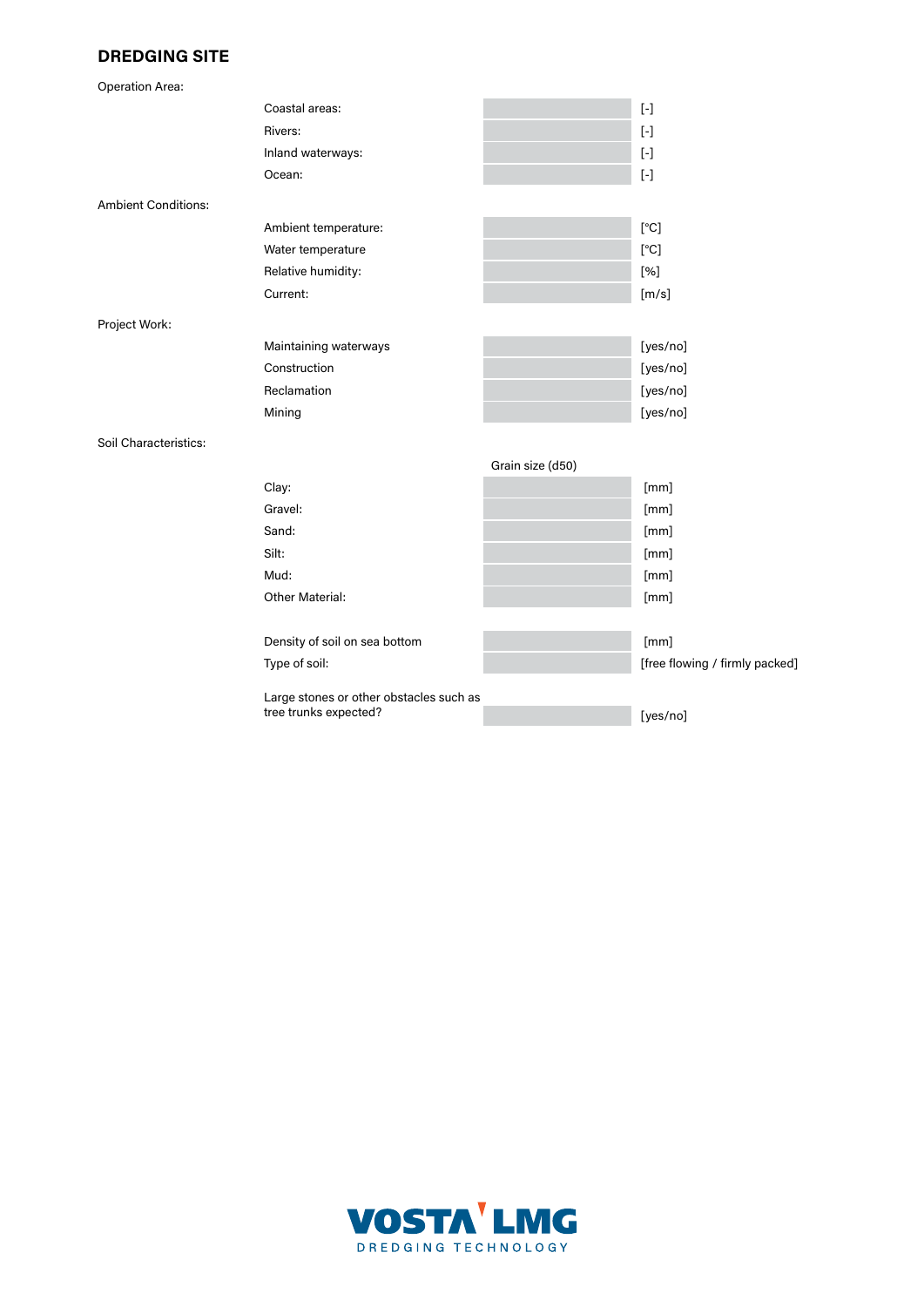## DREDGING SITE

Operation Area:

| | | |
|---|---|---|
| Coastal areas: | | [-] |
| Rivers: | | [-] |
| Inland waterways: | | [-] |
| Ocean: | | [-] |

Ambient Conditions:

| | | |
|---|---|---|
| Ambient temperature: | | [°C] |
| Water temperature | | [°C] |
| Relative humidity: | | [%] |
| Current: | | [m/s] |

Project Work:

| | | |
|---|---|---|
| Maintaining waterways | | [yes/no] |
| Construction | | [yes/no] |
| Reclamation | | [yes/no] |
| Mining | | [yes/no] |

Soil Characteristics:

| | Grain size (d50) | |
|---|---|---|
| Clay: | | [mm] |
| Gravel: | | [mm] |
| Sand: | | [mm] |
| Silt: | | [mm] |
| Mud: | | [mm] |
| Other Material: | | [mm] |

| | | |
|---|---|---|
| Density of soil on sea bottom | | [mm] |
| Type of soil: | | [free flowing / firmly packed] |

| | | |
|---|---|---|
| Large stones or other obstacles such as tree trunks expected? | | [yes/no] |

VOSTA LMG
DREDGING TECHNOLOGY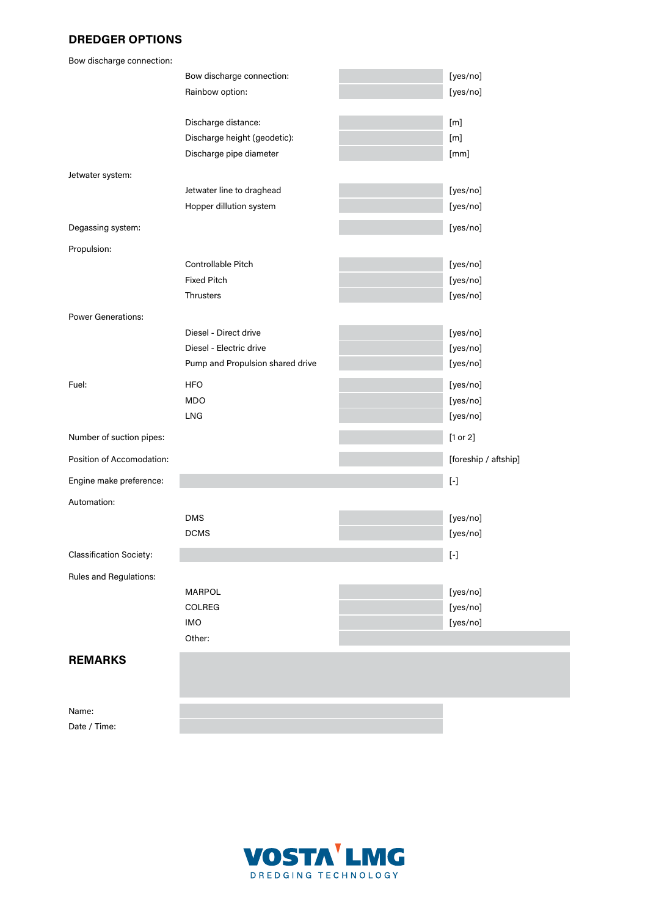## DREDGER OPTIONS

| | | | |
|---|---|---|---|
| Bow discharge connection: | | | |
| | Bow discharge connection: | | [yes/no] |
| | Rainbow option: | | [yes/no] |
| | Discharge distance: | | [m] |
| | Discharge height (geodetic): | | [m] |
| | Discharge pipe diameter | | [mm] |
| Jetwater system: | | | |
| | Jetwater line to draghead | | [yes/no] |
| | Hopper dillution system | | [yes/no] |
| Degassing system: | | | [yes/no] |
| Propulsion: | | | |
| | Controllable Pitch | | [yes/no] |
| | Fixed Pitch | | [yes/no] |
| | Thrusters | | [yes/no] |
| Power Generations: | | | |
| | Diesel - Direct drive | | [yes/no] |
| | Diesel - Electric drive | | [yes/no] |
| | Pump and Propulsion shared drive | | [yes/no] |
| Fuel: | HFO | | [yes/no] |
| | MDO | | [yes/no] |
| | LNG | | [yes/no] |
| Number of suction pipes: | | | [1 or 2] |
| Position of Accomodation: | | | [foreship / aftship] |
| Engine make preference: | | | [-] |
| Automation: | | | |
| | DMS | | [yes/no] |
| | DCMS | | [yes/no] |
| Classification Society: | | | [-] |
| Rules and Regulations: | | | |
| | MARPOL | | [yes/no] |
| | COLREG | | [yes/no] |
| | IMO | | [yes/no] |
| | Other: | | |

## REMARKS

Name:

Date / Time:

VOSTA LMG
DREDGING TECHNOLOGY